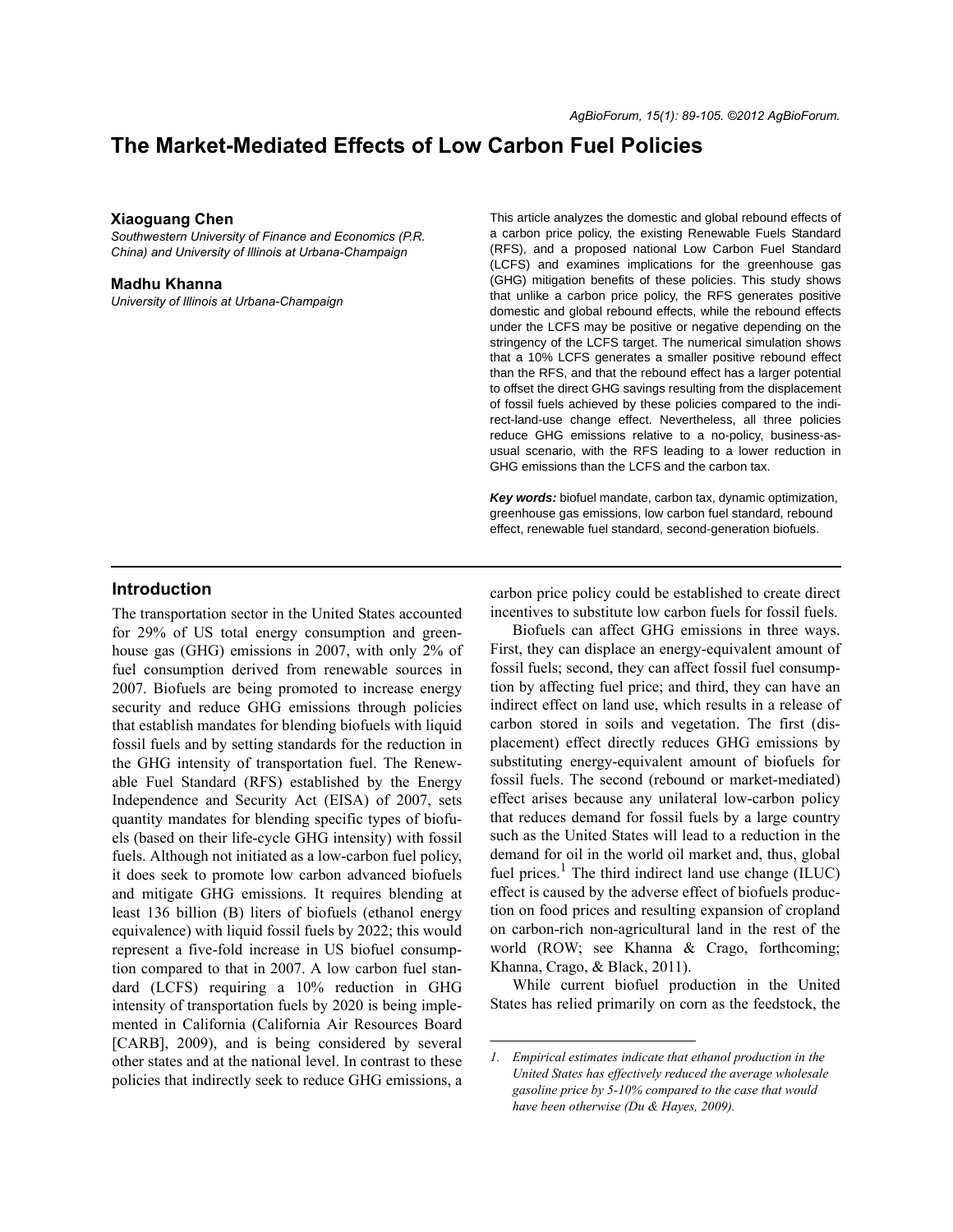# The Market-Mediated Effects of Low Carbon Fuel Policies

**Xiaoguang Chen**

*Southwestern University of Finance and Economics (P.R. China) and University of Illinois at Urbana-Champaign*

**Madhu Khanna**

*University of Illinois at Urbana-Champaign*

This article analyzes the domestic and global rebound effects of a carbon price policy, the existing Renewable Fuels Standard (RFS), and a proposed national Low Carbon Fuel Standard (LCFS) and examines implications for the greenhouse gas (GHG) mitigation benefits of these policies. This study shows that unlike a carbon price policy, the RFS generates positive domestic and global rebound effects, while the rebound effects under the LCFS may be positive or negative depending on the stringency of the LCFS target. The numerical simulation shows that a 10% LCFS generates a smaller positive rebound effect than the RFS, and that the rebound effect has a larger potential to offset the direct GHG savings resulting from the displacement of fossil fuels achieved by these policies compared to the indirect-land-use change effect. Nevertheless, all three policies reduce GHG emissions relative to a no-policy, business-as-usual scenario, with the RFS leading to a lower reduction in GHG emissions than the LCFS and the carbon tax.

***Key words:*** biofuel mandate, carbon tax, dynamic optimization, greenhouse gas emissions, low carbon fuel standard, rebound effect, renewable fuel standard, second-generation biofuels.

## Introduction

The transportation sector in the United States accounted for 29% of US total energy consumption and greenhouse gas (GHG) emissions in 2007, with only 2% of fuel consumption derived from renewable sources in 2007. Biofuels are being promoted to increase energy security and reduce GHG emissions through policies that establish mandates for blending biofuels with liquid fossil fuels and by setting standards for the reduction in the GHG intensity of transportation fuel. The Renewable Fuel Standard (RFS) established by the Energy Independence and Security Act (EISA) of 2007, sets quantity mandates for blending specific types of biofuels (based on their life-cycle GHG intensity) with fossil fuels. Although not initiated as a low-carbon fuel policy, it does seek to promote low carbon advanced biofuels and mitigate GHG emissions. It requires blending at least 136 billion (B) liters of biofuels (ethanol energy equivalence) with liquid fossil fuels by 2022; this would represent a five-fold increase in US biofuel consumption compared to that in 2007. A low carbon fuel standard (LCFS) requiring a 10% reduction in GHG intensity of transportation fuels by 2020 is being implemented in California (California Air Resources Board [CARB], 2009), and is being considered by several other states and at the national level. In contrast to these policies that indirectly seek to reduce GHG emissions, a carbon price policy could be established to create direct incentives to substitute low carbon fuels for fossil fuels.

Biofuels can affect GHG emissions in three ways. First, they can displace an energy-equivalent amount of fossil fuels; second, they can affect fossil fuel consumption by affecting fuel price; and third, they can have an indirect effect on land use, which results in a release of carbon stored in soils and vegetation. The first (displacement) effect directly reduces GHG emissions by substituting energy-equivalent amount of biofuels for fossil fuels. The second (rebound or market-mediated) effect arises because any unilateral low-carbon policy that reduces demand for fossil fuels by a large country such as the United States will lead to a reduction in the demand for oil in the world oil market and, thus, global fuel prices.[1] The third indirect land use change (ILUC) effect is caused by the adverse effect of biofuels production on food prices and resulting expansion of cropland on carbon-rich non-agricultural land in the rest of the world (ROW; see Khanna & Crago, forthcoming; Khanna, Crago, & Black, 2011).

While current biofuel production in the United States has relied primarily on corn as the feedstock, the

---

1. *Empirical estimates indicate that ethanol production in the United States has effectively reduced the average wholesale gasoline price by 5-10% compared to the case that would have been otherwise (Du & Hayes, 2009).*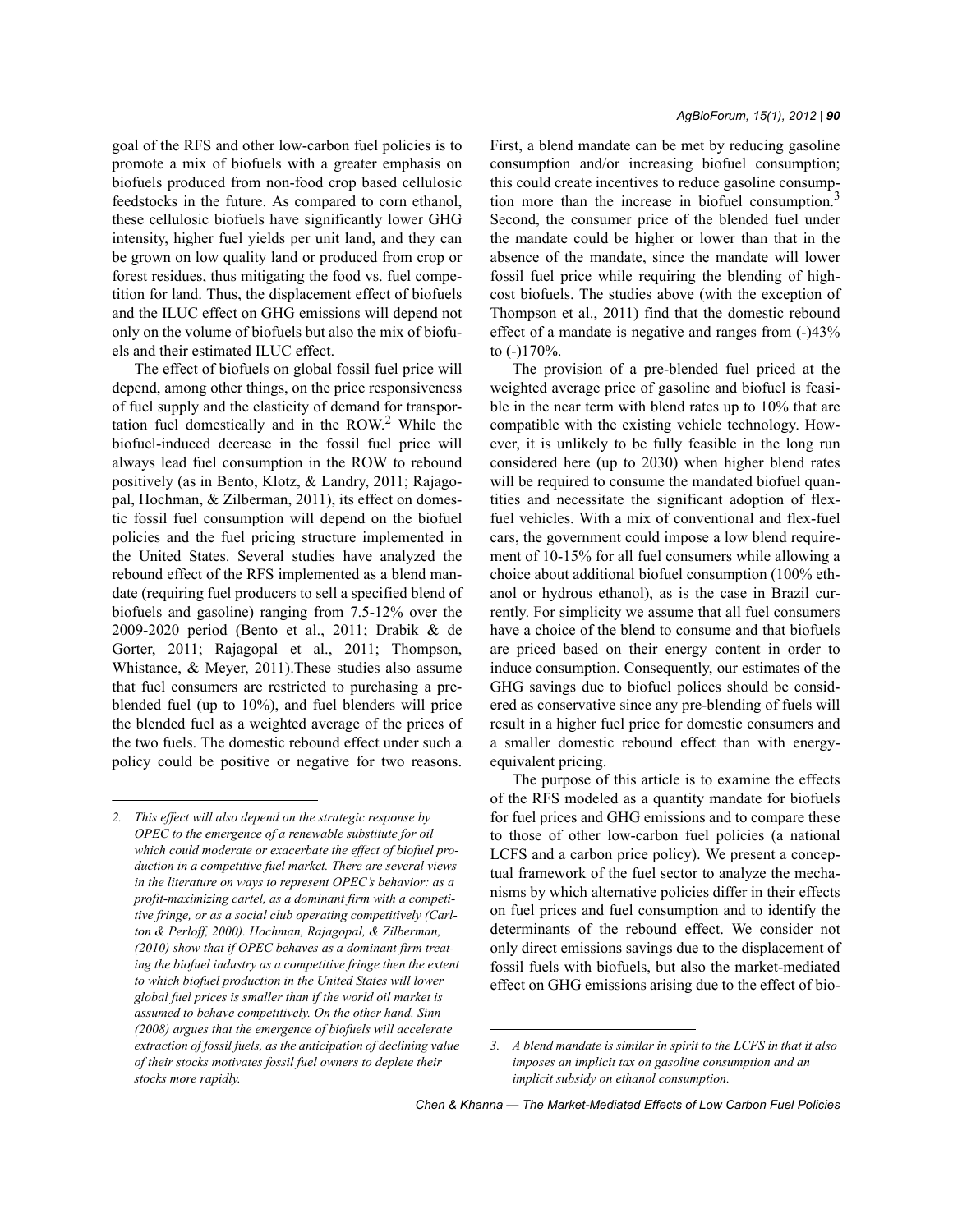goal of the RFS and other low-carbon fuel policies is to promote a mix of biofuels with a greater emphasis on biofuels produced from non-food crop based cellulosic feedstocks in the future. As compared to corn ethanol, these cellulosic biofuels have significantly lower GHG intensity, higher fuel yields per unit land, and they can be grown on low quality land or produced from crop or forest residues, thus mitigating the food vs. fuel competition for land. Thus, the displacement effect of biofuels and the ILUC effect on GHG emissions will depend not only on the volume of biofuels but also the mix of biofuels and their estimated ILUC effect.

The effect of biofuels on global fossil fuel price will depend, among other things, on the price responsiveness of fuel supply and the elasticity of demand for transportation fuel domestically and in the ROW.[2] While the biofuel-induced decrease in the fossil fuel price will always lead fuel consumption in the ROW to rebound positively (as in Bento, Klotz, & Landry, 2011; Rajagopal, Hochman, & Zilberman, 2011), its effect on domestic fossil fuel consumption will depend on the biofuel policies and the fuel pricing structure implemented in the United States. Several studies have analyzed the rebound effect of the RFS implemented as a blend mandate (requiring fuel producers to sell a specified blend of biofuels and gasoline) ranging from 7.5-12% over the 2009-2020 period (Bento et al., 2011; Drabik & de Gorter, 2011; Rajagopal et al., 2011; Thompson, Whistance, & Meyer, 2011).These studies also assume that fuel consumers are restricted to purchasing a pre-blended fuel (up to 10%), and fuel blenders will price the blended fuel as a weighted average of the prices of the two fuels. The domestic rebound effect under such a policy could be positive or negative for two reasons. First, a blend mandate can be met by reducing gasoline consumption and/or increasing biofuel consumption; this could create incentives to reduce gasoline consumption more than the increase in biofuel consumption.[3] Second, the consumer price of the blended fuel under the mandate could be higher or lower than that in the absence of the mandate, since the mandate will lower fossil fuel price while requiring the blending of high-cost biofuels. The studies above (with the exception of Thompson et al., 2011) find that the domestic rebound effect of a mandate is negative and ranges from (-)43% to (-)170%.

The provision of a pre-blended fuel priced at the weighted average price of gasoline and biofuel is feasible in the near term with blend rates up to 10% that are compatible with the existing vehicle technology. However, it is unlikely to be fully feasible in the long run considered here (up to 2030) when higher blend rates will be required to consume the mandated biofuel quantities and necessitate the significant adoption of flex-fuel vehicles. With a mix of conventional and flex-fuel cars, the government could impose a low blend requirement of 10-15% for all fuel consumers while allowing a choice about additional biofuel consumption (100% ethanol or hydrous ethanol), as is the case in Brazil currently. For simplicity we assume that all fuel consumers have a choice of the blend to consume and that biofuels are priced based on their energy content in order to induce consumption. Consequently, our estimates of the GHG savings due to biofuel polices should be considered as conservative since any pre-blending of fuels will result in a higher fuel price for domestic consumers and a smaller domestic rebound effect than with energy-equivalent pricing.

The purpose of this article is to examine the effects of the RFS modeled as a quantity mandate for biofuels for fuel prices and GHG emissions and to compare these to those of other low-carbon fuel policies (a national LCFS and a carbon price policy). We present a conceptual framework of the fuel sector to analyze the mechanisms by which alternative policies differ in their effects on fuel prices and fuel consumption and to identify the determinants of the rebound effect. We consider not only direct emissions savings due to the displacement of fossil fuels with biofuels, but also the market-mediated effect on GHG emissions arising due to the effect of bio-

---

*2. This effect will also depend on the strategic response by OPEC to the emergence of a renewable substitute for oil which could moderate or exacerbate the effect of biofuel production in a competitive fuel market. There are several views in the literature on ways to represent OPEC's behavior: as a profit-maximizing cartel, as a dominant firm with a competitive fringe, or as a social club operating competitively (Carlton & Perloff, 2000). Hochman, Rajagopal, & Zilberman, (2010) show that if OPEC behaves as a dominant firm treating the biofuel industry as a competitive fringe then the extent to which biofuel production in the United States will lower global fuel prices is smaller than if the world oil market is assumed to behave competitively. On the other hand, Sinn (2008) argues that the emergence of biofuels will accelerate extraction of fossil fuels, as the anticipation of declining value of their stocks motivates fossil fuel owners to deplete their stocks more rapidly.*

*3. A blend mandate is similar in spirit to the LCFS in that it also imposes an implicit tax on gasoline consumption and an implicit subsidy on ethanol consumption.*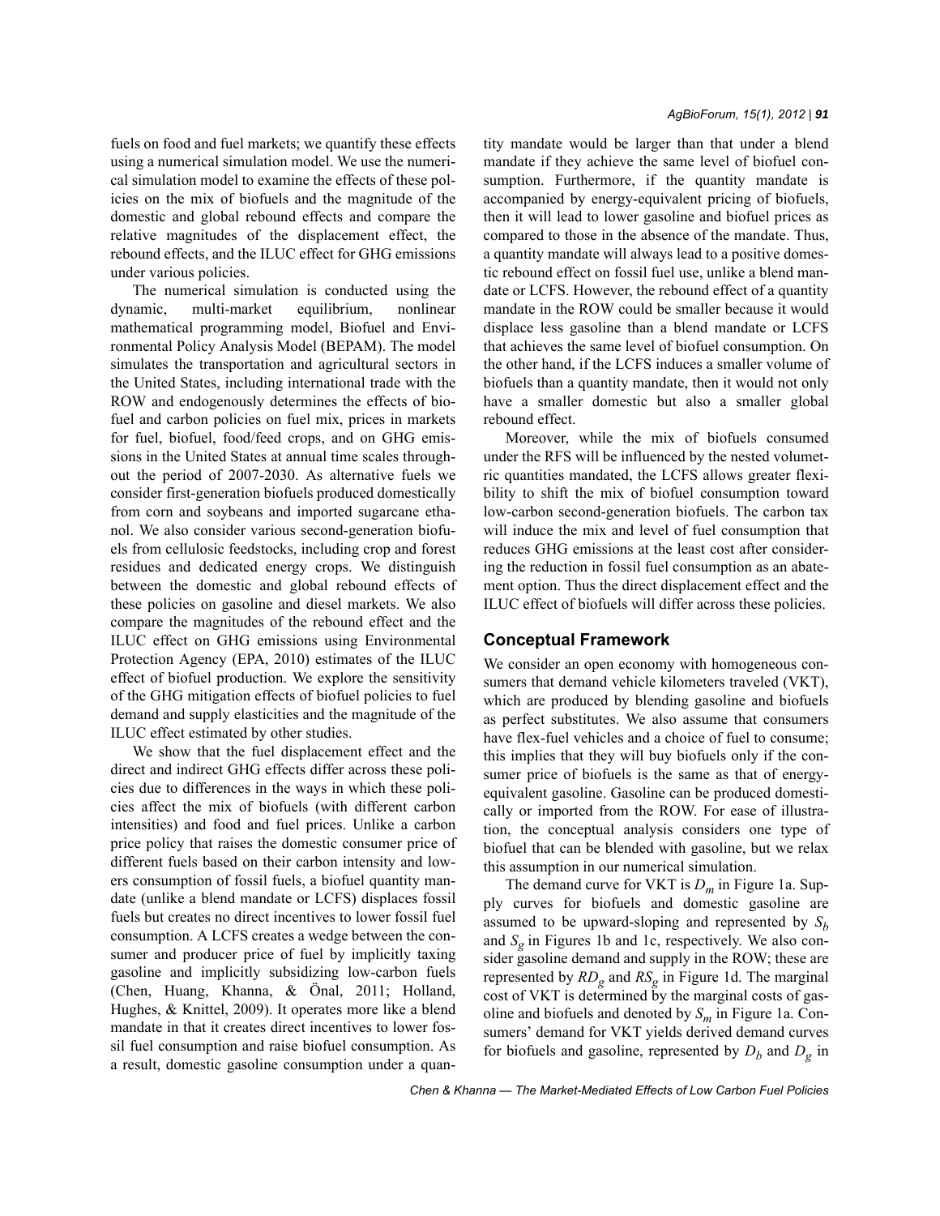fuels on food and fuel markets; we quantify these effects using a numerical simulation model. We use the numerical simulation model to examine the effects of these policies on the mix of biofuels and the magnitude of the domestic and global rebound effects and compare the relative magnitudes of the displacement effect, the rebound effects, and the ILUC effect for GHG emissions under various policies.

The numerical simulation is conducted using the dynamic, multi-market equilibrium, nonlinear mathematical programming model, Biofuel and Environmental Policy Analysis Model (BEPAM). The model simulates the transportation and agricultural sectors in the United States, including international trade with the ROW and endogenously determines the effects of biofuel and carbon policies on fuel mix, prices in markets for fuel, biofuel, food/feed crops, and on GHG emissions in the United States at annual time scales throughout the period of 2007-2030. As alternative fuels we consider first-generation biofuels produced domestically from corn and soybeans and imported sugarcane ethanol. We also consider various second-generation biofuels from cellulosic feedstocks, including crop and forest residues and dedicated energy crops. We distinguish between the domestic and global rebound effects of these policies on gasoline and diesel markets. We also compare the magnitudes of the rebound effect and the ILUC effect on GHG emissions using Environmental Protection Agency (EPA, 2010) estimates of the ILUC effect of biofuel production. We explore the sensitivity of the GHG mitigation effects of biofuel policies to fuel demand and supply elasticities and the magnitude of the ILUC effect estimated by other studies.

We show that the fuel displacement effect and the direct and indirect GHG effects differ across these policies due to differences in the ways in which these policies affect the mix of biofuels (with different carbon intensities) and food and fuel prices. Unlike a carbon price policy that raises the domestic consumer price of different fuels based on their carbon intensity and lowers consumption of fossil fuels, a biofuel quantity mandate (unlike a blend mandate or LCFS) displaces fossil fuels but creates no direct incentives to lower fossil fuel consumption. A LCFS creates a wedge between the consumer and producer price of fuel by implicitly taxing gasoline and implicitly subsidizing low-carbon fuels (Chen, Huang, Khanna, & Önal, 2011; Holland, Hughes, & Knittel, 2009). It operates more like a blend mandate in that it creates direct incentives to lower fossil fuel consumption and raise biofuel consumption. As a result, domestic gasoline consumption under a quantity mandate would be larger than that under a blend mandate if they achieve the same level of biofuel consumption. Furthermore, if the quantity mandate is accompanied by energy-equivalent pricing of biofuels, then it will lead to lower gasoline and biofuel prices as compared to those in the absence of the mandate. Thus, a quantity mandate will always lead to a positive domestic rebound effect on fossil fuel use, unlike a blend mandate or LCFS. However, the rebound effect of a quantity mandate in the ROW could be smaller because it would displace less gasoline than a blend mandate or LCFS that achieves the same level of biofuel consumption. On the other hand, if the LCFS induces a smaller volume of biofuels than a quantity mandate, then it would not only have a smaller domestic but also a smaller global rebound effect.

Moreover, while the mix of biofuels consumed under the RFS will be influenced by the nested volumetric quantities mandated, the LCFS allows greater flexibility to shift the mix of biofuel consumption toward low-carbon second-generation biofuels. The carbon tax will induce the mix and level of fuel consumption that reduces GHG emissions at the least cost after considering the reduction in fossil fuel consumption as an abatement option. Thus the direct displacement effect and the ILUC effect of biofuels will differ across these policies.

## Conceptual Framework

We consider an open economy with homogeneous consumers that demand vehicle kilometers traveled (VKT), which are produced by blending gasoline and biofuels as perfect substitutes. We also assume that consumers have flex-fuel vehicles and a choice of fuel to consume; this implies that they will buy biofuels only if the consumer price of biofuels is the same as that of energy-equivalent gasoline. Gasoline can be produced domestically or imported from the ROW. For ease of illustration, the conceptual analysis considers one type of biofuel that can be blended with gasoline, but we relax this assumption in our numerical simulation.

The demand curve for VKT is $D_m$ in Figure 1a. Supply curves for biofuels and domestic gasoline are assumed to be upward-sloping and represented by $S_b$ and $S_g$ in Figures 1b and 1c, respectively. We also consider gasoline demand and supply in the ROW; these are represented by $RD_g$ and $RS_g$ in Figure 1d. The marginal cost of VKT is determined by the marginal costs of gasoline and biofuels and denoted by $S_m$ in Figure 1a. Consumers' demand for VKT yields derived demand curves for biofuels and gasoline, represented by $D_b$ and $D_g$ in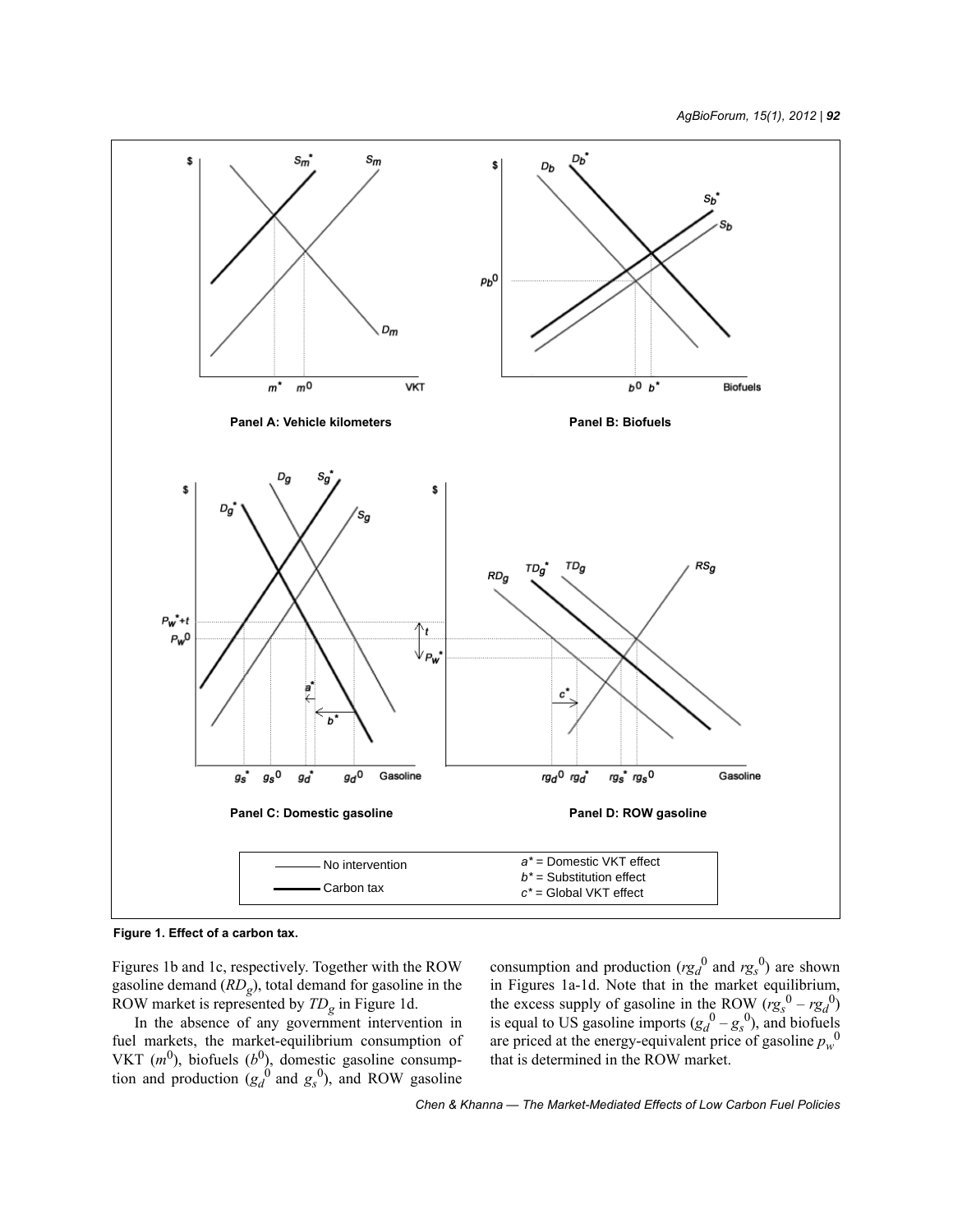**Figure 1. Effect of a carbon tax.**

Figures 1b and 1c, respectively. Together with the ROW gasoline demand ($RD_g$), total demand for gasoline in the ROW market is represented by $TD_g$ in Figure 1d.

In the absence of any government intervention in fuel markets, the market-equilibrium consumption of VKT ($m^0$), biofuels ($b^0$), domestic gasoline consumption and production ($g_d^0$ and $g_s^0$), and ROW gasoline consumption and production ($rg_d^0$ and $rg_s^0$) are shown in Figures 1a-1d. Note that in the market equilibrium, the excess supply of gasoline in the ROW ($rg_s^0 - rg_d^0$) is equal to US gasoline imports ($g_d^0 - g_s^0$), and biofuels are priced at the energy-equivalent price of gasoline $p_w^0$ that is determined in the ROW market.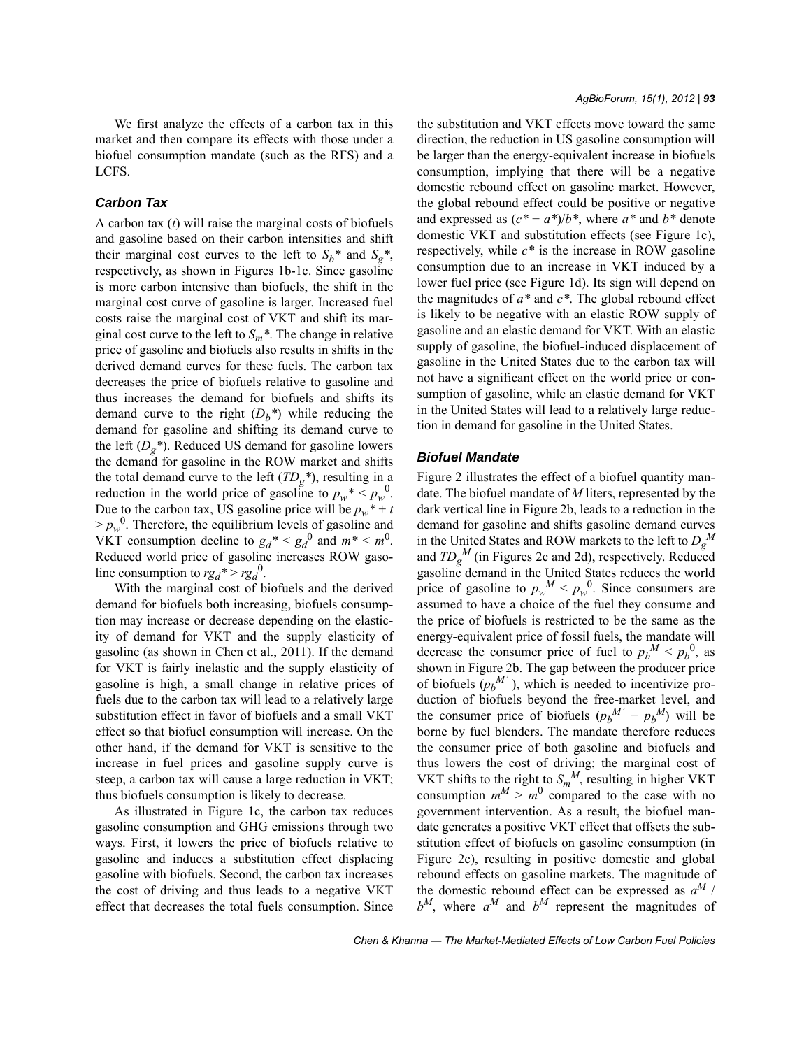We first analyze the effects of a carbon tax in this market and then compare its effects with those under a biofuel consumption mandate (such as the RFS) and a LCFS.

### *Carbon Tax*

A carbon tax ($t$) will raise the marginal costs of biofuels and gasoline based on their carbon intensities and shift their marginal cost curves to the left to $S_b*$ and $S_g*$, respectively, as shown in Figures 1b-1c. Since gasoline is more carbon intensive than biofuels, the shift in the marginal cost curve of gasoline is larger. Increased fuel costs raise the marginal cost of VKT and shift its marginal cost curve to the left to $S_m*$. The change in relative price of gasoline and biofuels also results in shifts in the derived demand curves for these fuels. The carbon tax decreases the price of biofuels relative to gasoline and thus increases the demand for biofuels and shifts its demand curve to the right ($D_b*$) while reducing the demand for gasoline and shifting its demand curve to the left ($D_g*$). Reduced US demand for gasoline lowers the demand for gasoline in the ROW market and shifts the total demand curve to the left ($TD_g*$), resulting in a reduction in the world price of gasoline to $p_w* < p_w^0$. Due to the carbon tax, US gasoline price will be $p_w* + t > p_w^0$. Therefore, the equilibrium levels of gasoline and VKT consumption decline to $g_d* < g_d^0$ and $m* < m^0$. Reduced world price of gasoline increases ROW gasoline consumption to $rg_d* > rg_d^0$.

With the marginal cost of biofuels and the derived demand for biofuels both increasing, biofuels consumption may increase or decrease depending on the elasticity of demand for VKT and the supply elasticity of gasoline (as shown in Chen et al., 2011). If the demand for VKT is fairly inelastic and the supply elasticity of gasoline is high, a small change in relative prices of fuels due to the carbon tax will lead to a relatively large substitution effect in favor of biofuels and a small VKT effect so that biofuel consumption will increase. On the other hand, if the demand for VKT is sensitive to the increase in fuel prices and gasoline supply curve is steep, a carbon tax will cause a large reduction in VKT; thus biofuels consumption is likely to decrease.

As illustrated in Figure 1c, the carbon tax reduces gasoline consumption and GHG emissions through two ways. First, it lowers the price of biofuels relative to gasoline and induces a substitution effect displacing gasoline with biofuels. Second, the carbon tax increases the cost of driving and thus leads to a negative VKT effect that decreases the total fuels consumption. Since the substitution and VKT effects move toward the same direction, the reduction in US gasoline consumption will be larger than the energy-equivalent increase in biofuels consumption, implying that there will be a negative domestic rebound effect on gasoline market. However, the global rebound effect could be positive or negative and expressed as $(c* - a*)/b*$, where $a*$ and $b*$ denote domestic VKT and substitution effects (see Figure 1c), respectively, while $c*$ is the increase in ROW gasoline consumption due to an increase in VKT induced by a lower fuel price (see Figure 1d). Its sign will depend on the magnitudes of $a*$ and $c*$. The global rebound effect is likely to be negative with an elastic ROW supply of gasoline and an elastic demand for VKT. With an elastic supply of gasoline, the biofuel-induced displacement of gasoline in the United States due to the carbon tax will not have a significant effect on the world price or consumption of gasoline, while an elastic demand for VKT in the United States will lead to a relatively large reduction in demand for gasoline in the United States.

### *Biofuel Mandate*

Figure 2 illustrates the effect of a biofuel quantity mandate. The biofuel mandate of $M$ liters, represented by the dark vertical line in Figure 2b, leads to a reduction in the demand for gasoline and shifts gasoline demand curves in the United States and ROW markets to the left to $D_g^M$ and $TD_g^M$ (in Figures 2c and 2d), respectively. Reduced gasoline demand in the United States reduces the world price of gasoline to $p_w^M < p_w^0$. Since consumers are assumed to have a choice of the fuel they consume and the price of biofuels is restricted to be the same as the energy-equivalent price of fossil fuels, the mandate will decrease the consumer price of fuel to $p_b^M < p_b^0$, as shown in Figure 2b. The gap between the producer price of biofuels ($p_b^{M'}$), which is needed to incentivize production of biofuels beyond the free-market level, and the consumer price of biofuels ($p_b^{M'} - p_b^M$) will be borne by fuel blenders. The mandate therefore reduces the consumer price of both gasoline and biofuels and thus lowers the cost of driving; the marginal cost of VKT shifts to the right to $S_m^M$, resulting in higher VKT consumption $m^M > m^0$ compared to the case with no government intervention. As a result, the biofuel mandate generates a positive VKT effect that offsets the substitution effect of biofuels on gasoline consumption (in Figure 2c), resulting in positive domestic and global rebound effects on gasoline markets. The magnitude of the domestic rebound effect can be expressed as $a^M / b^M$, where $a^M$ and $b^M$ represent the magnitudes of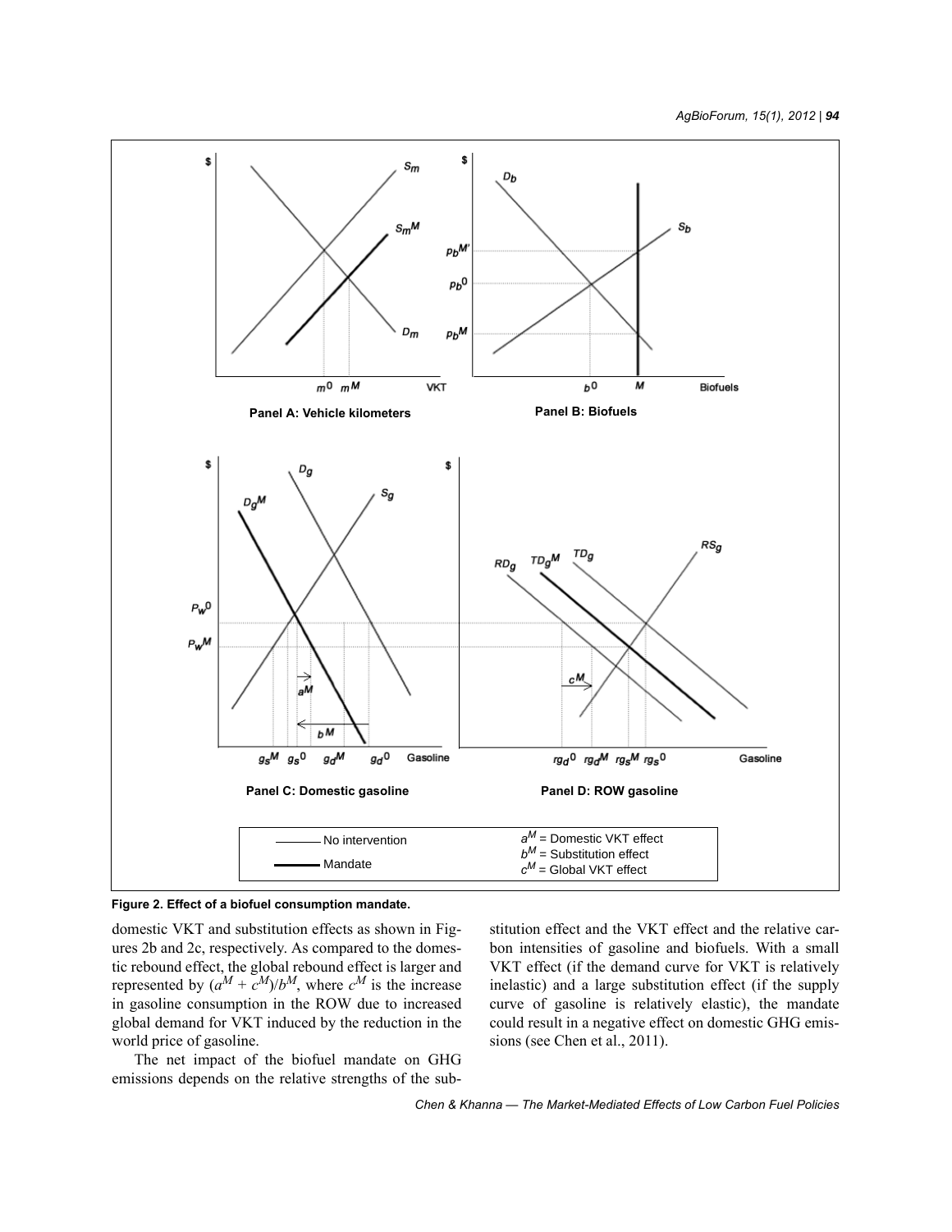**Figure 2. Effect of a biofuel consumption mandate.**

domestic VKT and substitution effects as shown in Figures 2b and 2c, respectively. As compared to the domestic rebound effect, the global rebound effect is larger and represented by $(a^M + c^M)/b^M$, where $c^M$ is the increase in gasoline consumption in the ROW due to increased global demand for VKT induced by the reduction in the world price of gasoline.

The net impact of the biofuel mandate on GHG emissions depends on the relative strengths of the substitution effect and the VKT effect and the relative carbon intensities of gasoline and biofuels. With a small VKT effect (if the demand curve for VKT is relatively inelastic) and a large substitution effect (if the supply curve of gasoline is relatively elastic), the mandate could result in a negative effect on domestic GHG emissions (see Chen et al., 2011).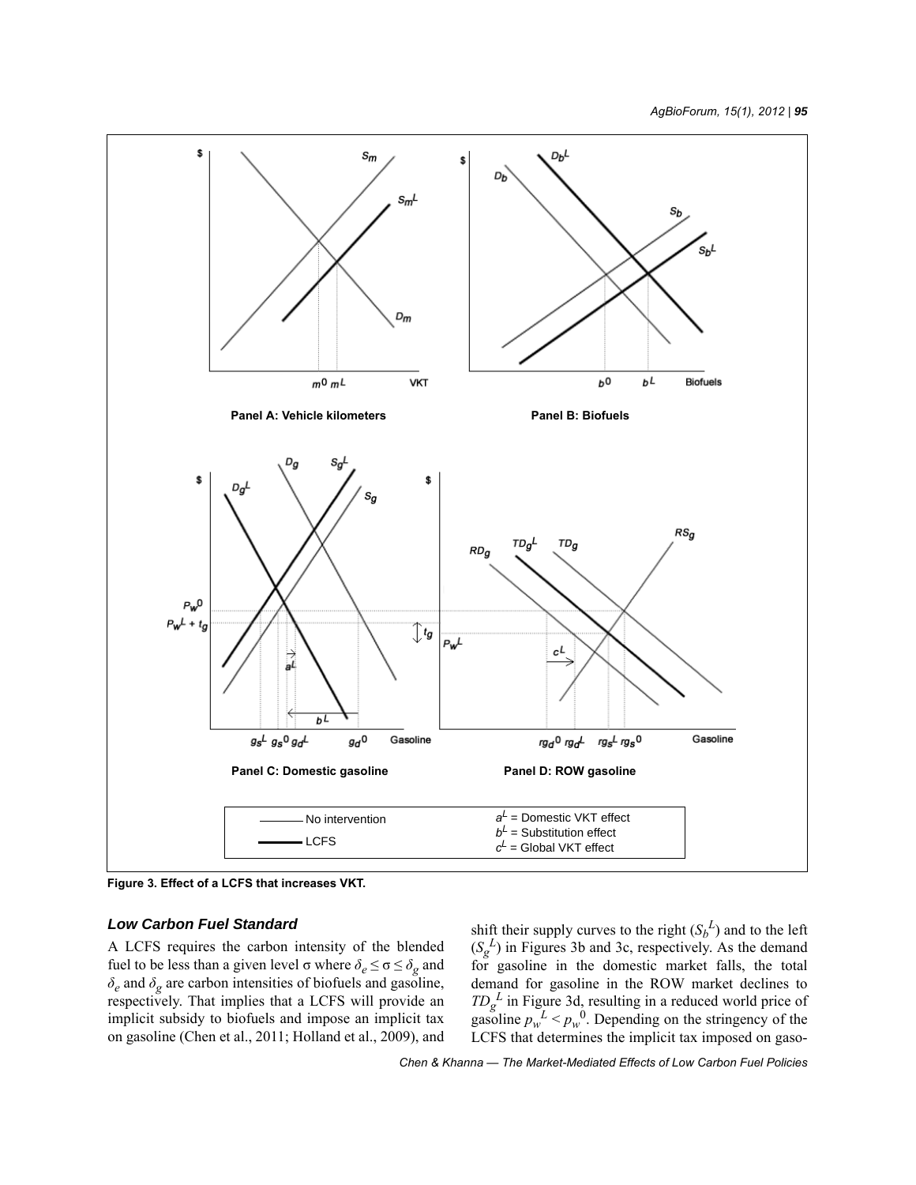Figure 3. Effect of a LCFS that increases VKT.

### Low Carbon Fuel Standard

A LCFS requires the carbon intensity of the blended fuel to be less than a given level σ where $\delta_e \leq \sigma \leq \delta_g$ and $\delta_e$ and $\delta_g$ are carbon intensities of biofuels and gasoline, respectively. That implies that a LCFS will provide an implicit subsidy to biofuels and impose an implicit tax on gasoline (Chen et al., 2011; Holland et al., 2009), and shift their supply curves to the right ($S_b^L$) and to the left ($S_g^L$) in Figures 3b and 3c, respectively. As the demand for gasoline in the domestic market falls, the total demand for gasoline in the ROW market declines to $TD_g^L$ in Figure 3d, resulting in a reduced world price of gasoline $p_w^L < p_w^0$. Depending on the stringency of the LCFS that determines the implicit tax imposed on gaso-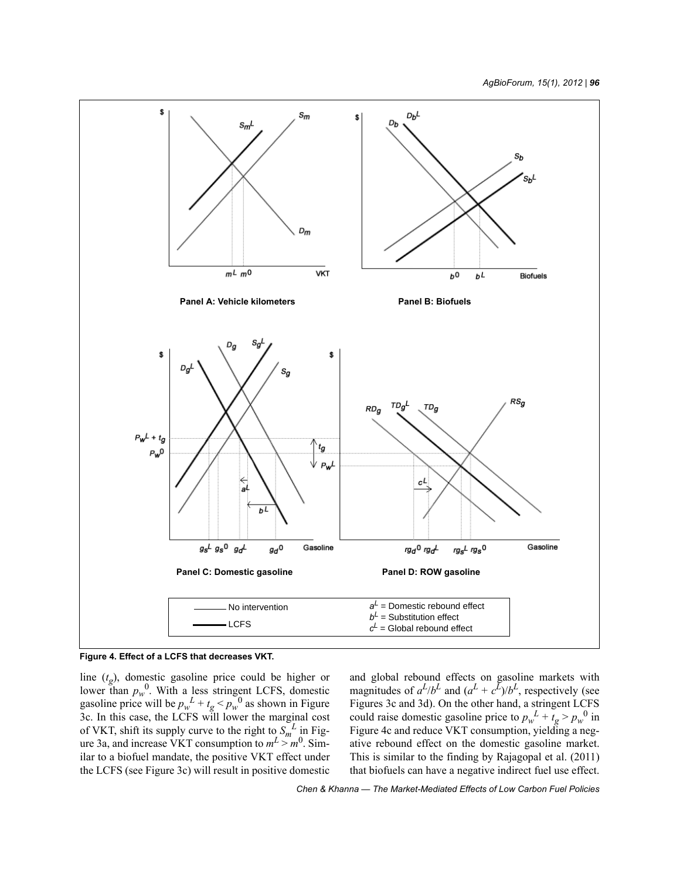Figure 4. Effect of a LCFS that decreases VKT.

line ($t_g$), domestic gasoline price could be higher or lower than $p_w^0$. With a less stringent LCFS, domestic gasoline price will be $p_w^L + t_g < p_w^0$ as shown in Figure 3c. In this case, the LCFS will lower the marginal cost of VKT, shift its supply curve to the right to $S_m^L$ in Figure 3a, and increase VKT consumption to $m^L > m^0$. Similar to a biofuel mandate, the positive VKT effect under the LCFS (see Figure 3c) will result in positive domestic and global rebound effects on gasoline markets with magnitudes of $a^L/b^L$ and $(a^L + c^L)/b^L$, respectively (see Figures 3c and 3d). On the other hand, a stringent LCFS could raise domestic gasoline price to $p_w^L + t_g > p_w^0$ in Figure 4c and reduce VKT consumption, yielding a negative rebound effect on the domestic gasoline market. This is similar to the finding by Rajagopal et al. (2011) that biofuels can have a negative indirect fuel use effect.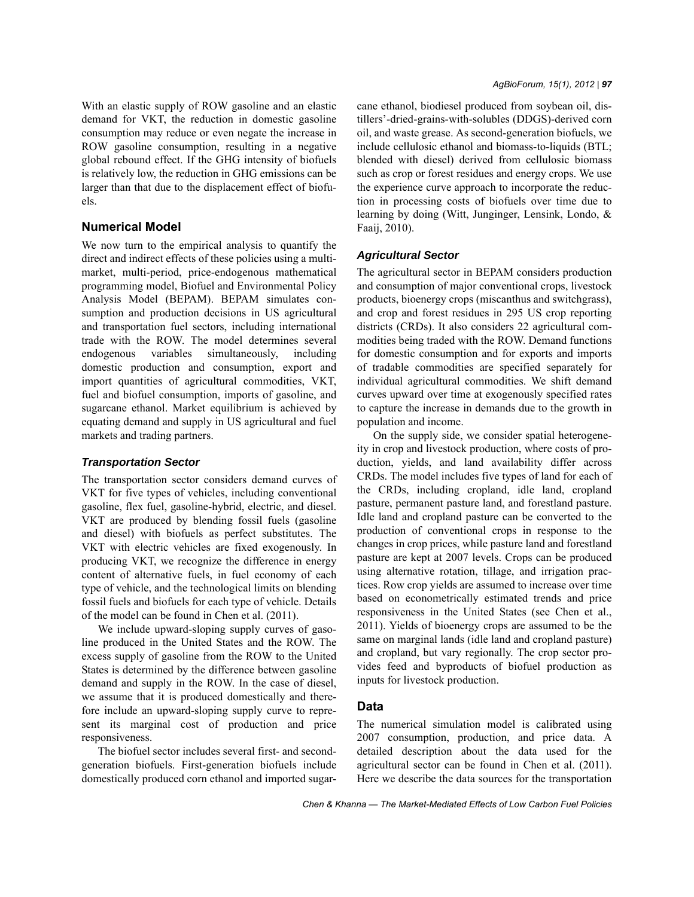With an elastic supply of ROW gasoline and an elastic demand for VKT, the reduction in domestic gasoline consumption may reduce or even negate the increase in ROW gasoline consumption, resulting in a negative global rebound effect. If the GHG intensity of biofuels is relatively low, the reduction in GHG emissions can be larger than that due to the displacement effect of biofuels.

## Numerical Model

We now turn to the empirical analysis to quantify the direct and indirect effects of these policies using a multi-market, multi-period, price-endogenous mathematical programming model, Biofuel and Environmental Policy Analysis Model (BEPAM). BEPAM simulates consumption and production decisions in US agricultural and transportation fuel sectors, including international trade with the ROW. The model determines several endogenous variables simultaneously, including domestic production and consumption, export and import quantities of agricultural commodities, VKT, fuel and biofuel consumption, imports of gasoline, and sugarcane ethanol. Market equilibrium is achieved by equating demand and supply in US agricultural and fuel markets and trading partners.

### *Transportation Sector*

The transportation sector considers demand curves of VKT for five types of vehicles, including conventional gasoline, flex fuel, gasoline-hybrid, electric, and diesel. VKT are produced by blending fossil fuels (gasoline and diesel) with biofuels as perfect substitutes. The VKT with electric vehicles are fixed exogenously. In producing VKT, we recognize the difference in energy content of alternative fuels, in fuel economy of each type of vehicle, and the technological limits on blending fossil fuels and biofuels for each type of vehicle. Details of the model can be found in Chen et al. (2011).

We include upward-sloping supply curves of gasoline produced in the United States and the ROW. The excess supply of gasoline from the ROW to the United States is determined by the difference between gasoline demand and supply in the ROW. In the case of diesel, we assume that it is produced domestically and therefore include an upward-sloping supply curve to represent its marginal cost of production and price responsiveness.

The biofuel sector includes several first- and second-generation biofuels. First-generation biofuels include domestically produced corn ethanol and imported sugarcane ethanol, biodiesel produced from soybean oil, distillers'-dried-grains-with-solubles (DDGS)-derived corn oil, and waste grease. As second-generation biofuels, we include cellulosic ethanol and biomass-to-liquids (BTL; blended with diesel) derived from cellulosic biomass such as crop or forest residues and energy crops. We use the experience curve approach to incorporate the reduction in processing costs of biofuels over time due to learning by doing (Witt, Junginger, Lensink, Londo, & Faaij, 2010).

### *Agricultural Sector*

The agricultural sector in BEPAM considers production and consumption of major conventional crops, livestock products, bioenergy crops (miscanthus and switchgrass), and crop and forest residues in 295 US crop reporting districts (CRDs). It also considers 22 agricultural commodities being traded with the ROW. Demand functions for domestic consumption and for exports and imports of tradable commodities are specified separately for individual agricultural commodities. We shift demand curves upward over time at exogenously specified rates to capture the increase in demands due to the growth in population and income.

On the supply side, we consider spatial heterogeneity in crop and livestock production, where costs of production, yields, and land availability differ across CRDs. The model includes five types of land for each of the CRDs, including cropland, idle land, cropland pasture, permanent pasture land, and forestland pasture. Idle land and cropland pasture can be converted to the production of conventional crops in response to the changes in crop prices, while pasture land and forestland pasture are kept at 2007 levels. Crops can be produced using alternative rotation, tillage, and irrigation practices. Row crop yields are assumed to increase over time based on econometrically estimated trends and price responsiveness in the United States (see Chen et al., 2011). Yields of bioenergy crops are assumed to be the same on marginal lands (idle land and cropland pasture) and cropland, but vary regionally. The crop sector provides feed and byproducts of biofuel production as inputs for livestock production.

## Data

The numerical simulation model is calibrated using 2007 consumption, production, and price data. A detailed description about the data used for the agricultural sector can be found in Chen et al. (2011). Here we describe the data sources for the transportation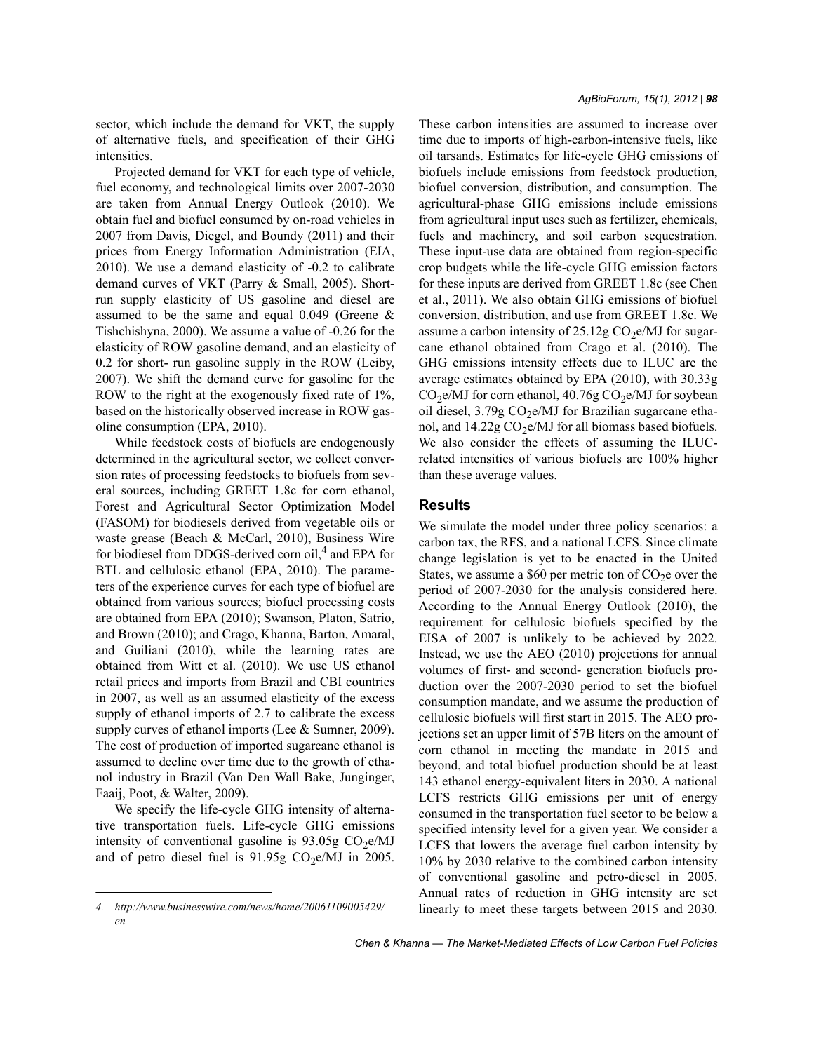sector, which include the demand for VKT, the supply of alternative fuels, and specification of their GHG intensities.

Projected demand for VKT for each type of vehicle, fuel economy, and technological limits over 2007-2030 are taken from Annual Energy Outlook (2010). We obtain fuel and biofuel consumed by on-road vehicles in 2007 from Davis, Diegel, and Boundy (2011) and their prices from Energy Information Administration (EIA, 2010). We use a demand elasticity of -0.2 to calibrate demand curves of VKT (Parry & Small, 2005). Short-run supply elasticity of US gasoline and diesel are assumed to be the same and equal 0.049 (Greene & Tishchishyna, 2000). We assume a value of -0.26 for the elasticity of ROW gasoline demand, and an elasticity of 0.2 for short- run gasoline supply in the ROW (Leiby, 2007). We shift the demand curve for gasoline for the ROW to the right at the exogenously fixed rate of 1%, based on the historically observed increase in ROW gasoline consumption (EPA, 2010).

While feedstock costs of biofuels are endogenously determined in the agricultural sector, we collect conversion rates of processing feedstocks to biofuels from several sources, including GREET 1.8c for corn ethanol, Forest and Agricultural Sector Optimization Model (FASOM) for biodiesels derived from vegetable oils or waste grease (Beach & McCarl, 2010), Business Wire for biodiesel from DDGS-derived corn oil,[4] and EPA for BTL and cellulosic ethanol (EPA, 2010). The parameters of the experience curves for each type of biofuel are obtained from various sources; biofuel processing costs are obtained from EPA (2010); Swanson, Platon, Satrio, and Brown (2010); and Crago, Khanna, Barton, Amaral, and Guiliani (2010), while the learning rates are obtained from Witt et al. (2010). We use US ethanol retail prices and imports from Brazil and CBI countries in 2007, as well as an assumed elasticity of the excess supply of ethanol imports of 2.7 to calibrate the excess supply curves of ethanol imports (Lee & Sumner, 2009). The cost of production of imported sugarcane ethanol is assumed to decline over time due to the growth of ethanol industry in Brazil (Van Den Wall Bake, Junginger, Faaij, Poot, & Walter, 2009).

We specify the life-cycle GHG intensity of alternative transportation fuels. Life-cycle GHG emissions intensity of conventional gasoline is 93.05g $CO_2e$/MJ and of petro diesel fuel is 91.95g $CO_2e$/MJ in 2005. These carbon intensities are assumed to increase over time due to imports of high-carbon-intensive fuels, like oil tarsands. Estimates for life-cycle GHG emissions of biofuels include emissions from feedstock production, biofuel conversion, distribution, and consumption. The agricultural-phase GHG emissions include emissions from agricultural input uses such as fertilizer, chemicals, fuels and machinery, and soil carbon sequestration. These input-use data are obtained from region-specific crop budgets while the life-cycle GHG emission factors for these inputs are derived from GREET 1.8c (see Chen et al., 2011). We also obtain GHG emissions of biofuel conversion, distribution, and use from GREET 1.8c. We assume a carbon intensity of 25.12g $CO_2e$/MJ for sugarcane ethanol obtained from Crago et al. (2010). The GHG emissions intensity effects due to ILUC are the average estimates obtained by EPA (2010), with 30.33g $CO_2e$/MJ for corn ethanol, 40.76g $CO_2e$/MJ for soybean oil diesel, 3.79g $CO_2e$/MJ for Brazilian sugarcane ethanol, and 14.22g $CO_2e$/MJ for all biomass based biofuels. We also consider the effects of assuming the ILUC-related intensities of various biofuels are 100% higher than these average values.

## Results

We simulate the model under three policy scenarios: a carbon tax, the RFS, and a national LCFS. Since climate change legislation is yet to be enacted in the United States, we assume a \$60 per metric ton of $CO_2e$ over the period of 2007-2030 for the analysis considered here. According to the Annual Energy Outlook (2010), the requirement for cellulosic biofuels specified by the EISA of 2007 is unlikely to be achieved by 2022. Instead, we use the AEO (2010) projections for annual volumes of first- and second- generation biofuels production over the 2007-2030 period to set the biofuel consumption mandate, and we assume the production of cellulosic biofuels will first start in 2015. The AEO projections set an upper limit of 57B liters on the amount of corn ethanol in meeting the mandate in 2015 and beyond, and total biofuel production should be at least 143 ethanol energy-equivalent liters in 2030. A national LCFS restricts GHG emissions per unit of energy consumed in the transportation fuel sector to be below a specified intensity level for a given year. We consider a LCFS that lowers the average fuel carbon intensity by 10% by 2030 relative to the combined carbon intensity of conventional gasoline and petro-diesel in 2005. Annual rates of reduction in GHG intensity are set linearly to meet these targets between 2015 and 2030.

---

4. *http://www.businesswire.com/news/home/20061109005429/en*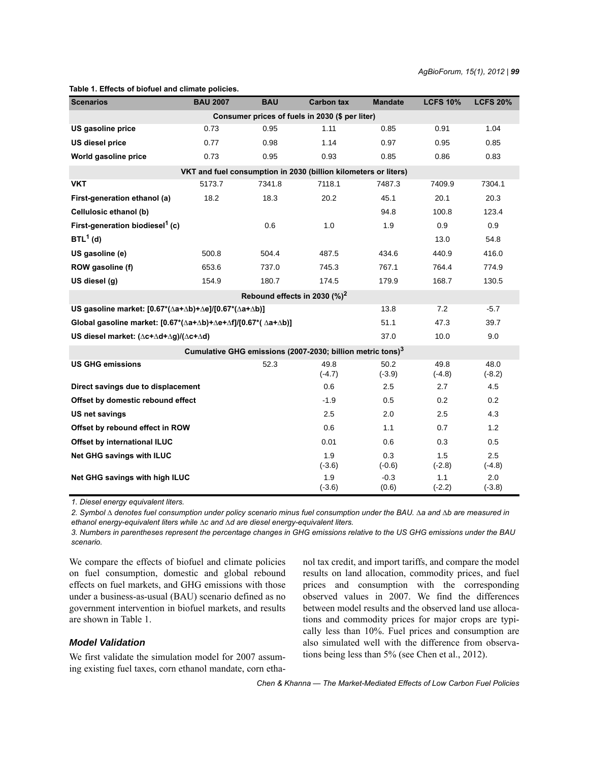**Table 1. Effects of biofuel and climate policies.**

| Scenarios | BAU 2007 | BAU | Carbon tax | Mandate | LCFS 10% | LCFS 20% |
|---|---|---|---|---|---|---|
| **Consumer prices of fuels in 2030 ($ per liter)** | | | | | | |
| **US gasoline price** | 0.73 | 0.95 | 1.11 | 0.85 | 0.91 | 1.04 |
| **US diesel price** | 0.77 | 0.98 | 1.14 | 0.97 | 0.95 | 0.85 |
| **World gasoline price** | 0.73 | 0.95 | 0.93 | 0.85 | 0.86 | 0.83 |
| **VKT and fuel consumption in 2030 (billion kilometers or liters)** | | | | | | |
| **VKT** | 5173.7 | 7341.8 | 7118.1 | 7487.3 | 7409.9 | 7304.1 |
| **First-generation ethanol (a)** | 18.2 | 18.3 | 20.2 | 45.1 | 20.1 | 20.3 |
| **Cellulosic ethanol (b)** | | | | 94.8 | 100.8 | 123.4 |
| **First-generation biodiesel[1] (c)** | | 0.6 | 1.0 | 1.9 | 0.9 | 0.9 |
| **BTL[1] (d)** | | | | | 13.0 | 54.8 |
| **US gasoline (e)** | 500.8 | 504.4 | 487.5 | 434.6 | 440.9 | 416.0 |
| **ROW gasoline (f)** | 653.6 | 737.0 | 745.3 | 767.1 | 764.4 | 774.9 |
| **US diesel (g)** | 154.9 | 180.7 | 174.5 | 179.9 | 168.7 | 130.5 |
| **Rebound effects in 2030 (%)[2]** | | | | | | |
| **US gasoline market: $[0.67*(\Delta a+\Delta b)+\Delta e]/[0.67*(\Delta a+\Delta b)]$** | | | | 13.8 | 7.2 | -5.7 |
| **Global gasoline market: $[0.67*(\Delta a+\Delta b)+\Delta e+\Delta f]/[0.67*(\Delta a+\Delta b)]$** | | | | 51.1 | 47.3 | 39.7 |
| **US diesel market: $(\Delta c+\Delta d+\Delta g)/(\Delta c+\Delta d)$** | | | | 37.0 | 10.0 | 9.0 |
| **Cumulative GHG emissions (2007-2030; billion metric tons)[3]** | | | | | | |
| **US GHG emissions** | | 52.3 | 49.8 (-4.7) | 50.2 (-3.9) | 49.8 (-4.8) | 48.0 (-8.2) |
| **Direct savings due to displacement** | | | 0.6 | 2.5 | 2.7 | 4.5 |
| **Offset by domestic rebound effect** | | | -1.9 | 0.5 | 0.2 | 0.2 |
| **US net savings** | | | 2.5 | 2.0 | 2.5 | 4.3 |
| **Offset by rebound effect in ROW** | | | 0.6 | 1.1 | 0.7 | 1.2 |
| **Offset by international ILUC** | | | 0.01 | 0.6 | 0.3 | 0.5 |
| **Net GHG savings with ILUC** | | | 1.9 (-3.6) | 0.3 (-0.6) | 1.5 (-2.8) | 2.5 (-4.8) |
| **Net GHG savings with high ILUC** | | | 1.9 (-3.6) | -0.3 (0.6) | 1.1 (-2.2) | 2.0 (-3.8) |

*1. Diesel energy equivalent liters.*

*2. Symbol $\Delta$ denotes fuel consumption under policy scenario minus fuel consumption under the BAU. $\Delta a$ and $\Delta b$ are measured in ethanol energy-equivalent liters while $\Delta c$ and $\Delta d$ are diesel energy-equivalent liters.*

*3. Numbers in parentheses represent the percentage changes in GHG emissions relative to the US GHG emissions under the BAU scenario.*

We compare the effects of biofuel and climate policies on fuel consumption, domestic and global rebound effects on fuel markets, and GHG emissions with those under a business-as-usual (BAU) scenario defined as no government intervention in biofuel markets, and results are shown in Table 1.

### *Model Validation*

We first validate the simulation model for 2007 assuming existing fuel taxes, corn ethanol mandate, corn ethanol tax credit, and import tariffs, and compare the model results on land allocation, commodity prices, and fuel prices and consumption with the corresponding observed values in 2007. We find the differences between model results and the observed land use allocations and commodity prices for major crops are typically less than 10%. Fuel prices and consumption are also simulated well with the difference from observations being less than 5% (see Chen et al., 2012).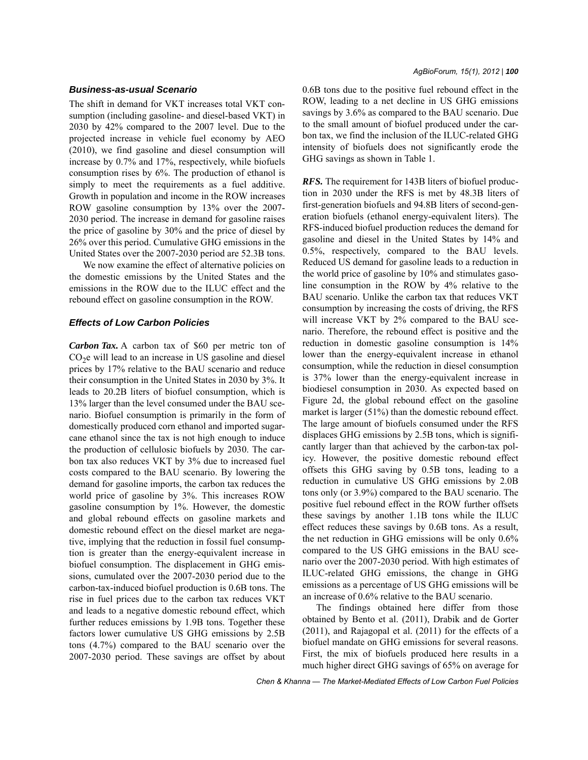### *Business-as-usual Scenario*

The shift in demand for VKT increases total VKT consumption (including gasoline- and diesel-based VKT) in 2030 by 42% compared to the 2007 level. Due to the projected increase in vehicle fuel economy by AEO (2010), we find gasoline and diesel consumption will increase by 0.7% and 17%, respectively, while biofuels consumption rises by 6%. The production of ethanol is simply to meet the requirements as a fuel additive. Growth in population and income in the ROW increases ROW gasoline consumption by 13% over the 2007-2030 period. The increase in demand for gasoline raises the price of gasoline by 30% and the price of diesel by 26% over this period. Cumulative GHG emissions in the United States over the 2007-2030 period are 52.3B tons.

We now examine the effect of alternative policies on the domestic emissions by the United States and the emissions in the ROW due to the ILUC effect and the rebound effect on gasoline consumption in the ROW.

### *Effects of Low Carbon Policies*

***Carbon Tax.*** A carbon tax of \$60 per metric ton of $CO_2e$ will lead to an increase in US gasoline and diesel prices by 17% relative to the BAU scenario and reduce their consumption in the United States in 2030 by 3%. It leads to 20.2B liters of biofuel consumption, which is 13% larger than the level consumed under the BAU scenario. Biofuel consumption is primarily in the form of domestically produced corn ethanol and imported sugarcane ethanol since the tax is not high enough to induce the production of cellulosic biofuels by 2030. The carbon tax also reduces VKT by 3% due to increased fuel costs compared to the BAU scenario. By lowering the demand for gasoline imports, the carbon tax reduces the world price of gasoline by 3%. This increases ROW gasoline consumption by 1%. However, the domestic and global rebound effects on gasoline markets and domestic rebound effect on the diesel market are negative, implying that the reduction in fossil fuel consumption is greater than the energy-equivalent increase in biofuel consumption. The displacement in GHG emissions, cumulated over the 2007-2030 period due to the carbon-tax-induced biofuel production is 0.6B tons. The rise in fuel prices due to the carbon tax reduces VKT and leads to a negative domestic rebound effect, which further reduces emissions by 1.9B tons. Together these factors lower cumulative US GHG emissions by 2.5B tons (4.7%) compared to the BAU scenario over the 2007-2030 period. These savings are offset by about 0.6B tons due to the positive fuel rebound effect in the ROW, leading to a net decline in US GHG emissions savings by 3.6% as compared to the BAU scenario. Due to the small amount of biofuel produced under the carbon tax, we find the inclusion of the ILUC-related GHG intensity of biofuels does not significantly erode the GHG savings as shown in Table 1.

***RFS.*** The requirement for 143B liters of biofuel production in 2030 under the RFS is met by 48.3B liters of first-generation biofuels and 94.8B liters of second-generation biofuels (ethanol energy-equivalent liters). The RFS-induced biofuel production reduces the demand for gasoline and diesel in the United States by 14% and 0.5%, respectively, compared to the BAU levels. Reduced US demand for gasoline leads to a reduction in the world price of gasoline by 10% and stimulates gasoline consumption in the ROW by 4% relative to the BAU scenario. Unlike the carbon tax that reduces VKT consumption by increasing the costs of driving, the RFS will increase VKT by 2% compared to the BAU scenario. Therefore, the rebound effect is positive and the reduction in domestic gasoline consumption is 14% lower than the energy-equivalent increase in ethanol consumption, while the reduction in diesel consumption is 37% lower than the energy-equivalent increase in biodiesel consumption in 2030. As expected based on Figure 2d, the global rebound effect on the gasoline market is larger (51%) than the domestic rebound effect. The large amount of biofuels consumed under the RFS displaces GHG emissions by 2.5B tons, which is significantly larger than that achieved by the carbon-tax policy. However, the positive domestic rebound effect offsets this GHG saving by 0.5B tons, leading to a reduction in cumulative US GHG emissions by 2.0B tons only (or 3.9%) compared to the BAU scenario. The positive fuel rebound effect in the ROW further offsets these savings by another 1.1B tons while the ILUC effect reduces these savings by 0.6B tons. As a result, the net reduction in GHG emissions will be only 0.6% compared to the US GHG emissions in the BAU scenario over the 2007-2030 period. With high estimates of ILUC-related GHG emissions, the change in GHG emissions as a percentage of US GHG emissions will be an increase of 0.6% relative to the BAU scenario.

The findings obtained here differ from those obtained by Bento et al. (2011), Drabik and de Gorter (2011), and Rajagopal et al. (2011) for the effects of a biofuel mandate on GHG emissions for several reasons. First, the mix of biofuels produced here results in a much higher direct GHG savings of 65% on average for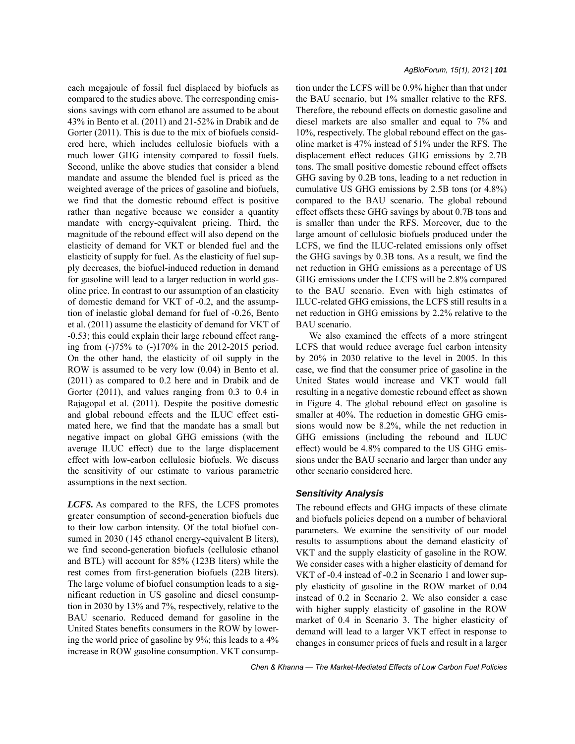each megajoule of fossil fuel displaced by biofuels as compared to the studies above. The corresponding emissions savings with corn ethanol are assumed to be about 43% in Bento et al. (2011) and 21-52% in Drabik and de Gorter (2011). This is due to the mix of biofuels considered here, which includes cellulosic biofuels with a much lower GHG intensity compared to fossil fuels. Second, unlike the above studies that consider a blend mandate and assume the blended fuel is priced as the weighted average of the prices of gasoline and biofuels, we find that the domestic rebound effect is positive rather than negative because we consider a quantity mandate with energy-equivalent pricing. Third, the magnitude of the rebound effect will also depend on the elasticity of demand for VKT or blended fuel and the elasticity of supply for fuel. As the elasticity of fuel supply decreases, the biofuel-induced reduction in demand for gasoline will lead to a larger reduction in world gasoline price. In contrast to our assumption of an elasticity of domestic demand for VKT of -0.2, and the assumption of inelastic global demand for fuel of -0.26, Bento et al. (2011) assume the elasticity of demand for VKT of -0.53; this could explain their large rebound effect ranging from (-)75% to (-)170% in the 2012-2015 period. On the other hand, the elasticity of oil supply in the ROW is assumed to be very low (0.04) in Bento et al. (2011) as compared to 0.2 here and in Drabik and de Gorter (2011), and values ranging from 0.3 to 0.4 in Rajagopal et al. (2011). Despite the positive domestic and global rebound effects and the ILUC effect estimated here, we find that the mandate has a small but negative impact on global GHG emissions (with the average ILUC effect) due to the large displacement effect with low-carbon cellulosic biofuels. We discuss the sensitivity of our estimate to various parametric assumptions in the next section.

***LCFS.*** As compared to the RFS, the LCFS promotes greater consumption of second-generation biofuels due to their low carbon intensity. Of the total biofuel consumed in 2030 (145 ethanol energy-equivalent B liters), we find second-generation biofuels (cellulosic ethanol and BTL) will account for 85% (123B liters) while the rest comes from first-generation biofuels (22B liters). The large volume of biofuel consumption leads to a significant reduction in US gasoline and diesel consumption in 2030 by 13% and 7%, respectively, relative to the BAU scenario. Reduced demand for gasoline in the United States benefits consumers in the ROW by lowering the world price of gasoline by 9%; this leads to a 4% increase in ROW gasoline consumption. VKT consumption under the LCFS will be 0.9% higher than that under the BAU scenario, but 1% smaller relative to the RFS. Therefore, the rebound effects on domestic gasoline and diesel markets are also smaller and equal to 7% and 10%, respectively. The global rebound effect on the gasoline market is 47% instead of 51% under the RFS. The displacement effect reduces GHG emissions by 2.7B tons. The small positive domestic rebound effect offsets GHG saving by 0.2B tons, leading to a net reduction in cumulative US GHG emissions by 2.5B tons (or 4.8%) compared to the BAU scenario. The global rebound effect offsets these GHG savings by about 0.7B tons and is smaller than under the RFS. Moreover, due to the large amount of cellulosic biofuels produced under the LCFS, we find the ILUC-related emissions only offset the GHG savings by 0.3B tons. As a result, we find the net reduction in GHG emissions as a percentage of US GHG emissions under the LCFS will be 2.8% compared to the BAU scenario. Even with high estimates of ILUC-related GHG emissions, the LCFS still results in a net reduction in GHG emissions by 2.2% relative to the BAU scenario.

We also examined the effects of a more stringent LCFS that would reduce average fuel carbon intensity by 20% in 2030 relative to the level in 2005. In this case, we find that the consumer price of gasoline in the United States would increase and VKT would fall resulting in a negative domestic rebound effect as shown in Figure 4. The global rebound effect on gasoline is smaller at 40%. The reduction in domestic GHG emissions would now be 8.2%, while the net reduction in GHG emissions (including the rebound and ILUC effect) would be 4.8% compared to the US GHG emissions under the BAU scenario and larger than under any other scenario considered here.

### *Sensitivity Analysis*

The rebound effects and GHG impacts of these climate and biofuels policies depend on a number of behavioral parameters. We examine the sensitivity of our model results to assumptions about the demand elasticity of VKT and the supply elasticity of gasoline in the ROW. We consider cases with a higher elasticity of demand for VKT of -0.4 instead of -0.2 in Scenario 1 and lower supply elasticity of gasoline in the ROW market of 0.04 instead of 0.2 in Scenario 2. We also consider a case with higher supply elasticity of gasoline in the ROW market of 0.4 in Scenario 3. The higher elasticity of demand will lead to a larger VKT effect in response to changes in consumer prices of fuels and result in a larger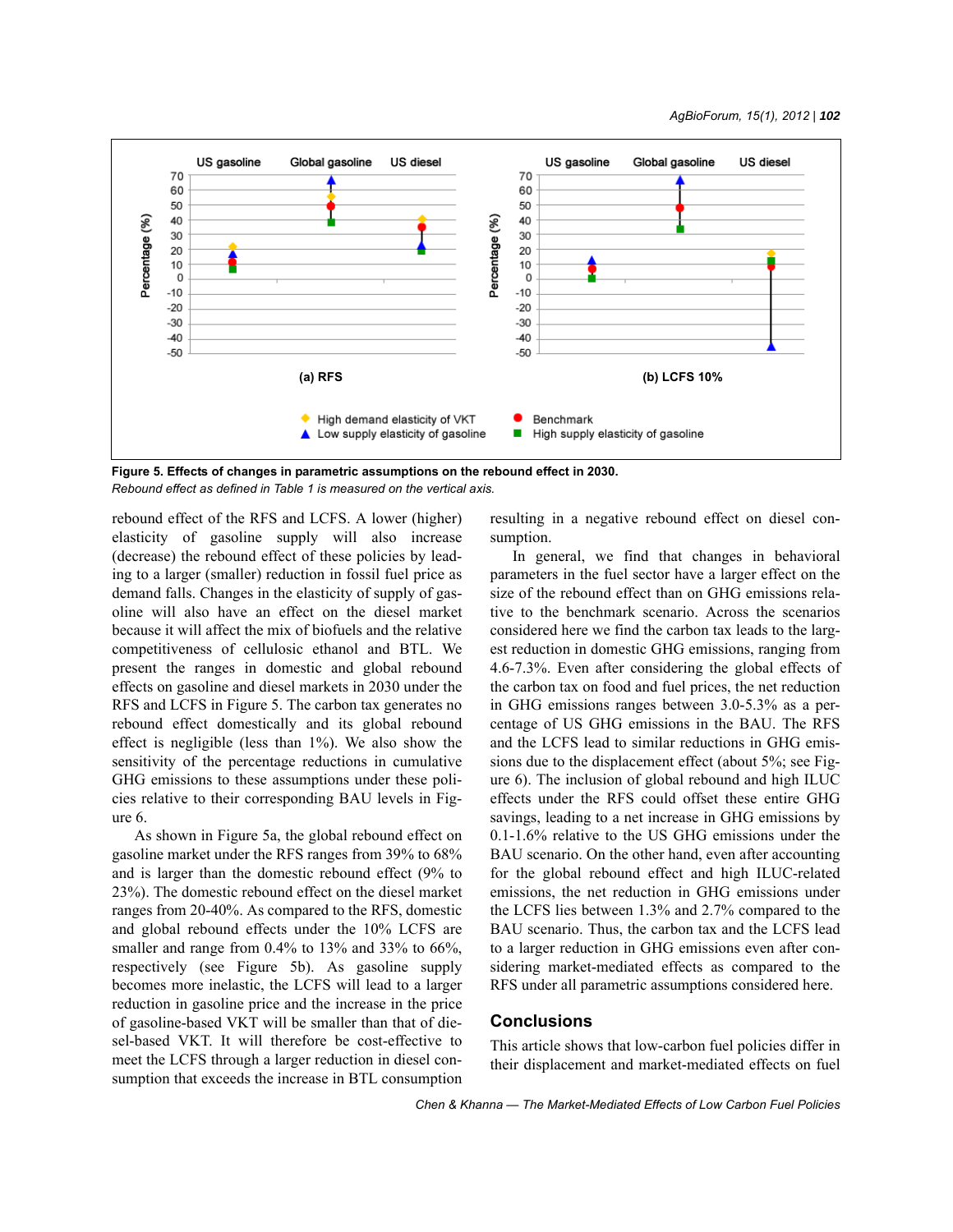Figure 5. Effects of changes in parametric assumptions on the rebound effect in 2030.

*Rebound effect as defined in Table 1 is measured on the vertical axis.*

rebound effect of the RFS and LCFS. A lower (higher) elasticity of gasoline supply will also increase (decrease) the rebound effect of these policies by leading to a larger (smaller) reduction in fossil fuel price as demand falls. Changes in the elasticity of supply of gasoline will also have an effect on the diesel market because it will affect the mix of biofuels and the relative competitiveness of cellulosic ethanol and BTL. We present the ranges in domestic and global rebound effects on gasoline and diesel markets in 2030 under the RFS and LCFS in Figure 5. The carbon tax generates no rebound effect domestically and its global rebound effect is negligible (less than 1%). We also show the sensitivity of the percentage reductions in cumulative GHG emissions to these assumptions under these policies relative to their corresponding BAU levels in Figure 6.

As shown in Figure 5a, the global rebound effect on gasoline market under the RFS ranges from 39% to 68% and is larger than the domestic rebound effect (9% to 23%). The domestic rebound effect on the diesel market ranges from 20-40%. As compared to the RFS, domestic and global rebound effects under the 10% LCFS are smaller and range from 0.4% to 13% and 33% to 66%, respectively (see Figure 5b). As gasoline supply becomes more inelastic, the LCFS will lead to a larger reduction in gasoline price and the increase in the price of gasoline-based VKT will be smaller than that of diesel-based VKT. It will therefore be cost-effective to meet the LCFS through a larger reduction in diesel consumption that exceeds the increase in BTL consumption resulting in a negative rebound effect on diesel consumption.

In general, we find that changes in behavioral parameters in the fuel sector have a larger effect on the size of the rebound effect than on GHG emissions relative to the benchmark scenario. Across the scenarios considered here we find the carbon tax leads to the largest reduction in domestic GHG emissions, ranging from 4.6-7.3%. Even after considering the global effects of the carbon tax on food and fuel prices, the net reduction in GHG emissions ranges between 3.0-5.3% as a percentage of US GHG emissions in the BAU. The RFS and the LCFS lead to similar reductions in GHG emissions due to the displacement effect (about 5%; see Figure 6). The inclusion of global rebound and high ILUC effects under the RFS could offset these entire GHG savings, leading to a net increase in GHG emissions by 0.1-1.6% relative to the US GHG emissions under the BAU scenario. On the other hand, even after accounting for the global rebound effect and high ILUC-related emissions, the net reduction in GHG emissions under the LCFS lies between 1.3% and 2.7% compared to the BAU scenario. Thus, the carbon tax and the LCFS lead to a larger reduction in GHG emissions even after considering market-mediated effects as compared to the RFS under all parametric assumptions considered here.

## Conclusions

This article shows that low-carbon fuel policies differ in their displacement and market-mediated effects on fuel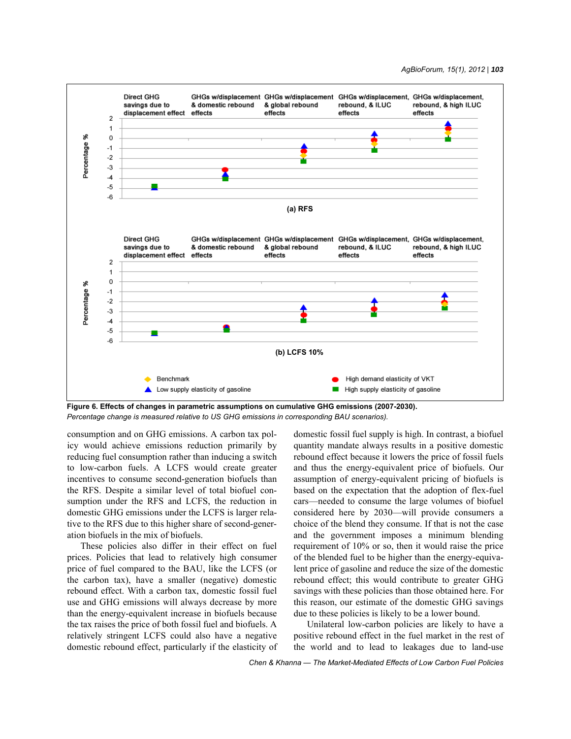Figure 6. **Effects of changes in parametric assumptions on cumulative GHG emissions (2007-2030).**
*Percentage change is measured relative to US GHG emissions in corresponding BAU scenarios).*

consumption and on GHG emissions. A carbon tax policy would achieve emissions reduction primarily by reducing fuel consumption rather than inducing a switch to low-carbon fuels. A LCFS would create greater incentives to consume second-generation biofuels than the RFS. Despite a similar level of total biofuel consumption under the RFS and LCFS, the reduction in domestic GHG emissions under the LCFS is larger relative to the RFS due to this higher share of second-generation biofuels in the mix of biofuels.

These policies also differ in their effect on fuel prices. Policies that lead to relatively high consumer price of fuel compared to the BAU, like the LCFS (or the carbon tax), have a smaller (negative) domestic rebound effect. With a carbon tax, domestic fossil fuel use and GHG emissions will always decrease by more than the energy-equivalent increase in biofuels because the tax raises the price of both fossil fuel and biofuels. A relatively stringent LCFS could also have a negative domestic rebound effect, particularly if the elasticity of domestic fossil fuel supply is high. In contrast, a biofuel quantity mandate always results in a positive domestic rebound effect because it lowers the price of fossil fuels and thus the energy-equivalent price of biofuels. Our assumption of energy-equivalent pricing of biofuels is based on the expectation that the adoption of flex-fuel cars—needed to consume the large volumes of biofuel considered here by 2030—will provide consumers a choice of the blend they consume. If that is not the case and the government imposes a minimum blending requirement of 10% or so, then it would raise the price of the blended fuel to be higher than the energy-equivalent price of gasoline and reduce the size of the domestic rebound effect; this would contribute to greater GHG savings with these policies than those obtained here. For this reason, our estimate of the domestic GHG savings due to these policies is likely to be a lower bound.

Unilateral low-carbon policies are likely to have a positive rebound effect in the fuel market in the rest of the world and to lead to leakages due to land-use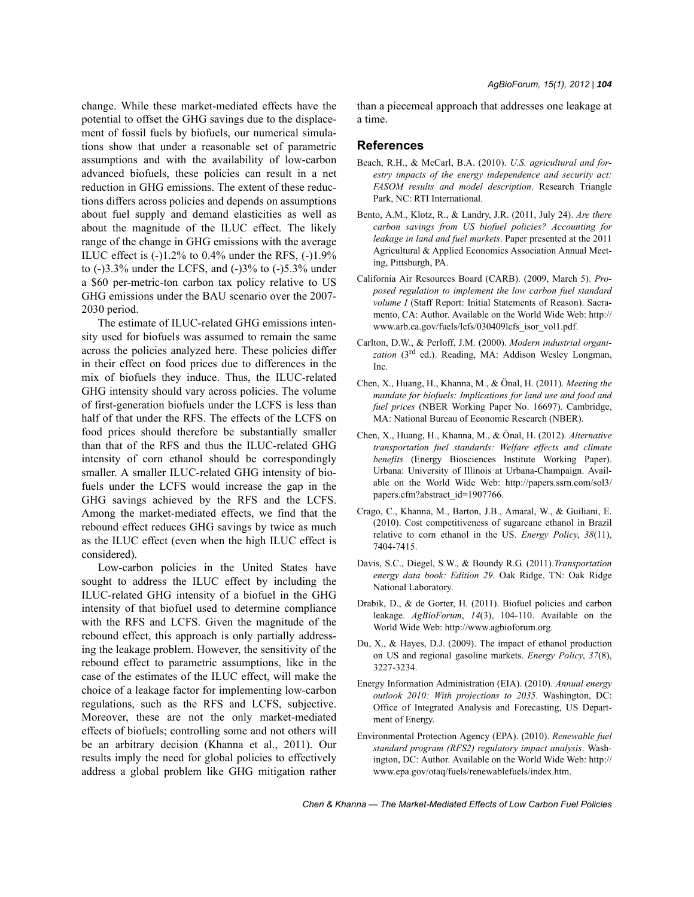change. While these market-mediated effects have the potential to offset the GHG savings due to the displacement of fossil fuels by biofuels, our numerical simulations show that under a reasonable set of parametric assumptions and with the availability of low-carbon advanced biofuels, these policies can result in a net reduction in GHG emissions. The extent of these reductions differs across policies and depends on assumptions about fuel supply and demand elasticities as well as about the magnitude of the ILUC effect. The likely range of the change in GHG emissions with the average ILUC effect is (-)1.2% to 0.4% under the RFS, (-)1.9% to (-)3.3% under the LCFS, and (-)3% to (-)5.3% under a $60 per-metric-ton carbon tax policy relative to US GHG emissions under the BAU scenario over the 2007-2030 period.

The estimate of ILUC-related GHG emissions intensity used for biofuels was assumed to remain the same across the policies analyzed here. These policies differ in their effect on food prices due to differences in the mix of biofuels they induce. Thus, the ILUC-related GHG intensity should vary across policies. The volume of first-generation biofuels under the LCFS is less than half of that under the RFS. The effects of the LCFS on food prices should therefore be substantially smaller than that of the RFS and thus the ILUC-related GHG intensity of corn ethanol should be correspondingly smaller. A smaller ILUC-related GHG intensity of biofuels under the LCFS would increase the gap in the GHG savings achieved by the RFS and the LCFS. Among the market-mediated effects, we find that the rebound effect reduces GHG savings by twice as much as the ILUC effect (even when the high ILUC effect is considered).

Low-carbon policies in the United States have sought to address the ILUC effect by including the ILUC-related GHG intensity of a biofuel in the GHG intensity of that biofuel used to determine compliance with the RFS and LCFS. Given the magnitude of the rebound effect, this approach is only partially addressing the leakage problem. However, the sensitivity of the rebound effect to parametric assumptions, like in the case of the estimates of the ILUC effect, will make the choice of a leakage factor for implementing low-carbon regulations, such as the RFS and LCFS, subjective. Moreover, these are not the only market-mediated effects of biofuels; controlling some and not others will be an arbitrary decision (Khanna et al., 2011). Our results imply the need for global policies to effectively address a global problem like GHG mitigation rather than a piecemeal approach that addresses one leakage at a time.

## References

Beach, R.H., & McCarl, B.A. (2010). *U.S. agricultural and forestry impacts of the energy independence and security act: FASOM results and model description*. Research Triangle Park, NC: RTI International.

Bento, A.M., Klotz, R., & Landry, J.R. (2011, July 24). *Are there carbon savings from US biofuel policies? Accounting for leakage in land and fuel markets*. Paper presented at the 2011 Agricultural & Applied Economics Association Annual Meeting, Pittsburgh, PA.

California Air Resources Board (CARB). (2009, March 5). *Proposed regulation to implement the low carbon fuel standard volume I* (Staff Report: Initial Statements of Reason). Sacramento, CA: Author. Available on the World Wide Web: http://www.arb.ca.gov/fuels/lcfs/030409lcfs_isor_vol1.pdf.

Carlton, D.W., & Perloff, J.M. (2000). *Modern industrial organization* (3rd ed.). Reading, MA: Addison Wesley Longman, Inc.

Chen, X., Huang, H., Khanna, M., & Önal, H. (2011). *Meeting the mandate for biofuels: Implications for land use and food and fuel prices* (NBER Working Paper No. 16697). Cambridge, MA: National Bureau of Economic Research (NBER).

Chen, X., Huang, H., Khanna, M., & Önal, H. (2012). *Alternative transportation fuel standards: Welfare effects and climate benefits* (Energy Biosciences Institute Working Paper). Urbana: University of Illinois at Urbana-Champaign. Available on the World Wide Web: http://papers.ssrn.com/sol3/papers.cfm?abstract_id=1907766.

Crago, C., Khanna, M., Barton, J.B., Amaral, W., & Guiliani, E. (2010). Cost competitiveness of sugarcane ethanol in Brazil relative to corn ethanol in the US. *Energy Policy*, *38*(11), 7404-7415.

Davis, S.C., Diegel, S.W., & Boundy R.G. (2011).*Transportation energy data book: Edition 29*. Oak Ridge, TN: Oak Ridge National Laboratory.

Drabik, D., & de Gorter, H. (2011). Biofuel policies and carbon leakage. *AgBioForum*, *14*(3), 104-110. Available on the World Wide Web: http://www.agbioforum.org.

Du, X., & Hayes, D.J. (2009). The impact of ethanol production on US and regional gasoline markets. *Energy Policy*, *37*(8), 3227-3234.

Energy Information Administration (EIA). (2010). *Annual energy outlook 2010: With projections to 2035*. Washington, DC: Office of Integrated Analysis and Forecasting, US Department of Energy.

Environmental Protection Agency (EPA). (2010). *Renewable fuel standard program (RFS2) regulatory impact analysis*. Washington, DC: Author. Available on the World Wide Web: http://www.epa.gov/otaq/fuels/renewablefuels/index.htm.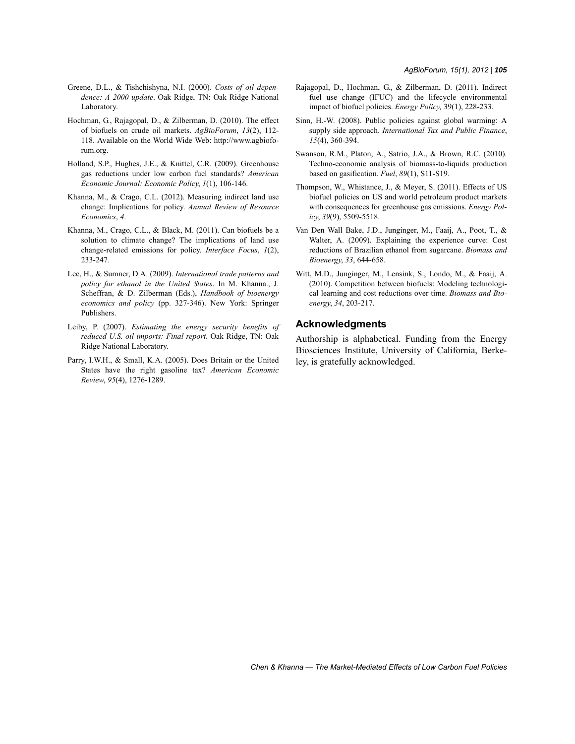Greene, D.L., & Tishchishyna, N.I. (2000). *Costs of oil dependence: A 2000 update*. Oak Ridge, TN: Oak Ridge National Laboratory.

Hochman, G., Rajagopal, D., & Zilberman, D. (2010). The effect of biofuels on crude oil markets. *AgBioForum*, *13*(2), 112-118. Available on the World Wide Web: http://www.agbioforum.org.

Holland, S.P., Hughes, J.E., & Knittel, C.R. (2009). Greenhouse gas reductions under low carbon fuel standards? *American Economic Journal: Economic Policy*, *1*(1), 106-146.

Khanna, M., & Crago, C.L. (2012). Measuring indirect land use change: Implications for policy. *Annual Review of Resource Economics*, *4*.

Khanna, M., Crago, C.L., & Black, M. (2011). Can biofuels be a solution to climate change? The implications of land use change-related emissions for policy. *Interface Focus*, *1*(2), 233-247.

Lee, H., & Sumner, D.A. (2009). *International trade patterns and policy for ethanol in the United States*. In M. Khanna., J. Scheffran, & D. Zilberman (Eds.), *Handbook of bioenergy economics and policy* (pp. 327-346). New York: Springer Publishers.

Leiby, P. (2007). *Estimating the energy security benefits of reduced U.S. oil imports: Final report*. Oak Ridge, TN: Oak Ridge National Laboratory.

Parry, I.W.H., & Small, K.A. (2005). Does Britain or the United States have the right gasoline tax? *American Economic Review*, *95*(4), 1276-1289.

Rajagopal, D., Hochman, G., & Zilberman, D. (2011). Indirect fuel use change (IFUC) and the lifecycle environmental impact of biofuel policies. *Energy Policy,* 39(1), 228-233.

Sinn, H.-W. (2008). Public policies against global warming: A supply side approach. *International Tax and Public Finance*, *15*(4), 360-394.

Swanson, R.M., Platon, A., Satrio, J.A., & Brown, R.C. (2010). Techno-economic analysis of biomass-to-liquids production based on gasification. *Fuel*, *89*(1), S11-S19.

Thompson, W., Whistance, J., & Meyer, S. (2011). Effects of US biofuel policies on US and world petroleum product markets with consequences for greenhouse gas emissions. *Energy Policy*, *39*(9), 5509-5518.

Van Den Wall Bake, J.D., Junginger, M., Faaij, A., Poot, T., & Walter, A. (2009). Explaining the experience curve: Cost reductions of Brazilian ethanol from sugarcane. *Biomass and Bioenergy*, *33*, 644-658.

Witt, M.D., Junginger, M., Lensink, S., Londo, M., & Faaij, A. (2010). Competition between biofuels: Modeling technological learning and cost reductions over time. *Biomass and Bioenergy*, *34*, 203-217.

## Acknowledgments

Authorship is alphabetical. Funding from the Energy Biosciences Institute, University of California, Berkeley, is gratefully acknowledged.